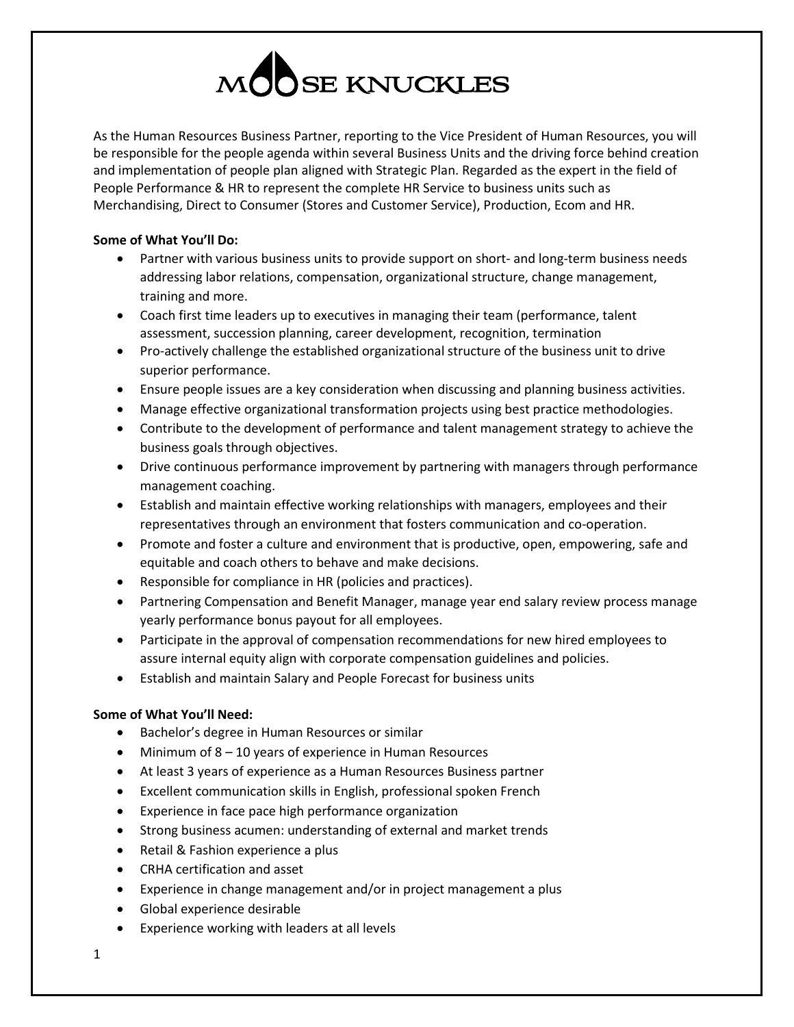# MOOSE KNUCKLES

As the Human Resources Business Partner, reporting to the Vice President of Human Resources, you will be responsible for the people agenda within several Business Units and the driving force behind creation and implementation of people plan aligned with Strategic Plan. Regarded as the expert in the field of People Performance & HR to represent the complete HR Service to business units such as Merchandising, Direct to Consumer (Stores and Customer Service), Production, Ecom and HR.

**Some of What You'll Do:**

- Partner with various business units to provide support on short- and long-term business needs addressing labor relations, compensation, organizational structure, change management, training and more.
- Coach first time leaders up to executives in managing their team (performance, talent assessment, succession planning, career development, recognition, termination
- Pro-actively challenge the established organizational structure of the business unit to drive superior performance.
- Ensure people issues are a key consideration when discussing and planning business activities.
- Manage effective organizational transformation projects using best practice methodologies.
- Contribute to the development of performance and talent management strategy to achieve the business goals through objectives.
- Drive continuous performance improvement by partnering with managers through performance management coaching.
- Establish and maintain effective working relationships with managers, employees and their representatives through an environment that fosters communication and co-operation.
- Promote and foster a culture and environment that is productive, open, empowering, safe and equitable and coach others to behave and make decisions.
- Responsible for compliance in HR (policies and practices).
- Partnering Compensation and Benefit Manager, manage year end salary review process manage yearly performance bonus payout for all employees.
- Participate in the approval of compensation recommendations for new hired employees to assure internal equity align with corporate compensation guidelines and policies.
- Establish and maintain Salary and People Forecast for business units

**Some of What You'll Need:**

- Bachelor's degree in Human Resources or similar
- Minimum of 8 – 10 years of experience in Human Resources
- At least 3 years of experience as a Human Resources Business partner
- Excellent communication skills in English, professional spoken French
- Experience in face pace high performance organization
- Strong business acumen: understanding of external and market trends
- Retail & Fashion experience a plus
- CRHA certification and asset
- Experience in change management and/or in project management a plus
- Global experience desirable
- Experience working with leaders at all levels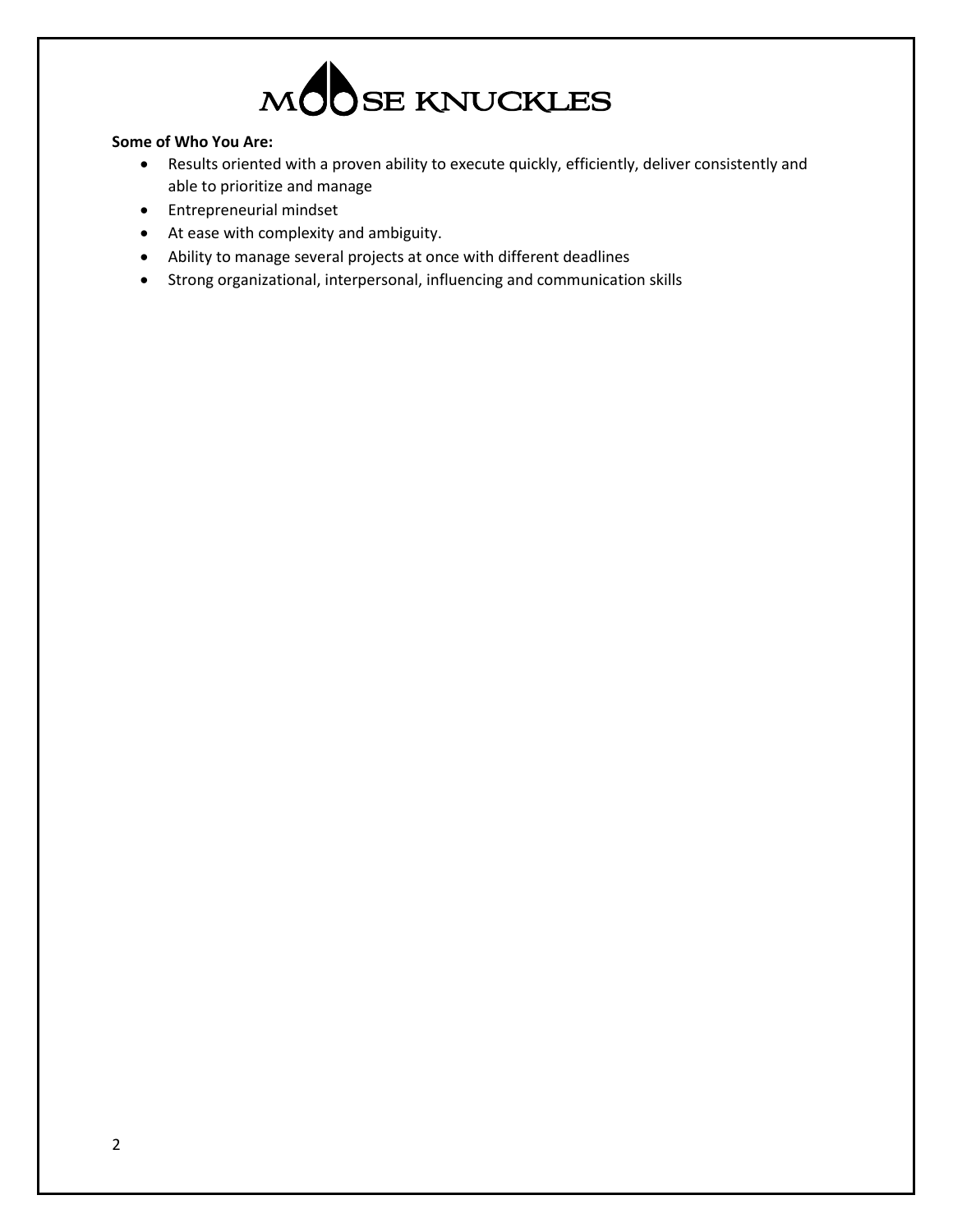**Some of Who You Are:**

- Results oriented with a proven ability to execute quickly, efficiently, deliver consistently and able to prioritize and manage
- Entrepreneurial mindset
- At ease with complexity and ambiguity.
- Ability to manage several projects at once with different deadlines
- Strong organizational, interpersonal, influencing and communication skills